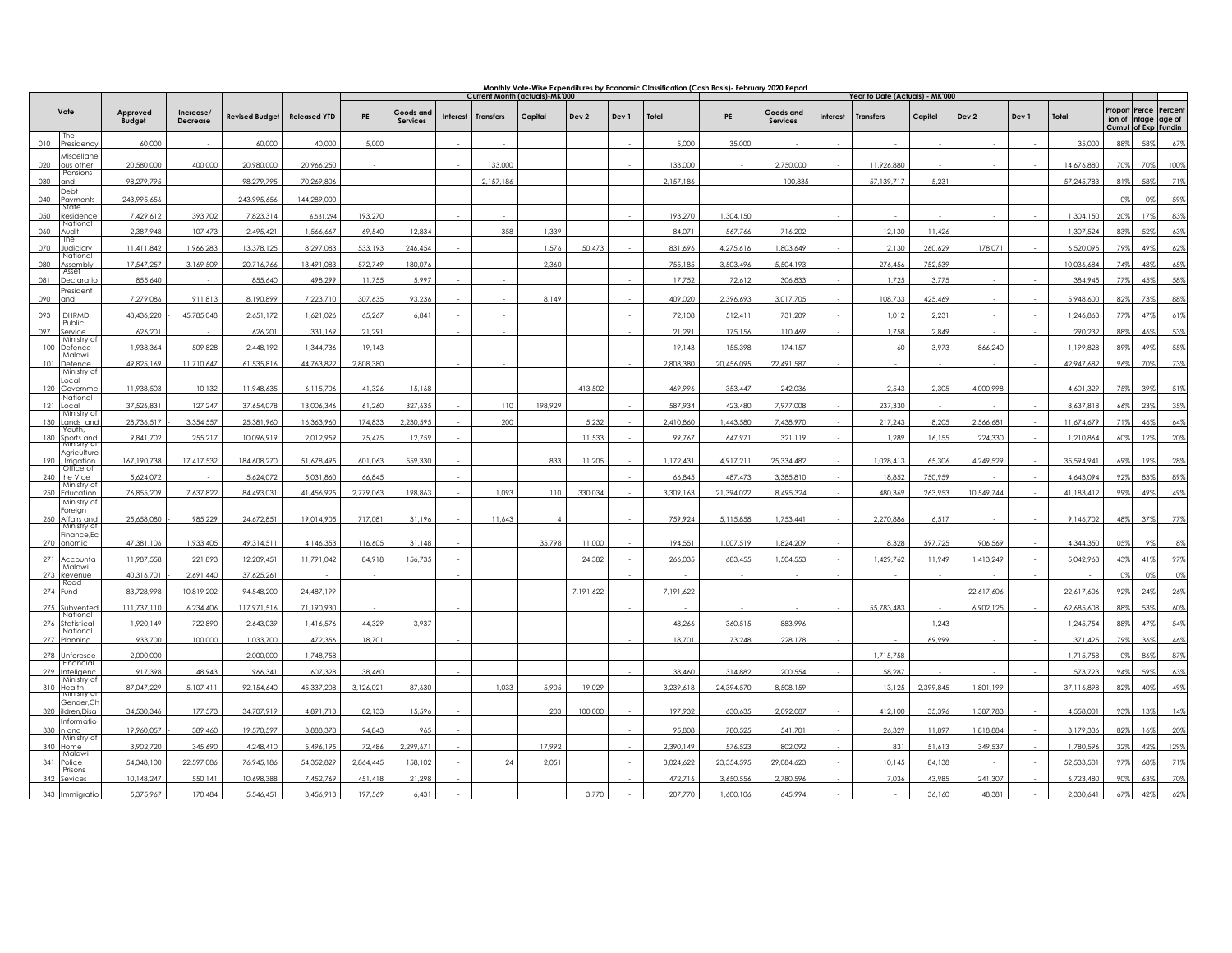## Monthly Vote-Wise Expenditures by Economic Classification (Cash Basis)- February 2020 Report

| Vote | | Approved Budget | Increase/ Decrease | Revised Budget | Released YTD | Current Month (actuals)-MK'000 | | | | | | | | Year to Date (Actuals) - MK'000 | | | | | | | | Proportion of Cumul | Percentage of Exp | Percentage of Fundin |
|---|---|---|---|---|---|---|---|---|---|---|---|---|---|---|---|---|---|---|---|---|---|---|---|---|
| | | | | | | PE | Goods and Services | Interest | Transfers | Capital | Dev 2 | Dev 1 | Total | PE | Goods and Services | Interest | Transfers | Capital | Dev 2 | Dev 1 | Total | | | |
| 010 | The Presidency | 60,000 | - | 60,000 | 40,000 | 5,000 | | - | - | | | - | 5,000 | 35,000 | - | - | - | - | - | - | 35,000 | 88% | 58% | 67% |
| 020 | Miscellaneous other | 20,580,000 | 400,000 | 20,980,000 | 20,966,250 | - | | - | 133,000 | | | - | 133,000 | - | 2,750,000 | - | 11,926,880 | - | - | - | 14,676,880 | 70% | 70% | 100% |
| 030 | Pensions and | 98,279,795 | - | 98,279,795 | 70,269,806 | - | | - | 2,157,186 | | | - | 2,157,186 | - | 100,835 | - | 57,139,717 | 5,231 | - | - | 57,245,783 | 81% | 58% | 71% |
| 040 | Debt Payments | 243,995,656 | - | 243,995,656 | 144,289,000 | - | | - | - | | | - | - | - | - | - | - | - | - | - | - | 0% | 0% | 59% |
| 050 | State Residence | 7,429,612 | 393,702 | 7,823,314 | 6,531,294 | 193,270 | | - | - | | | - | 193,270 | 1,304,150 | | - | - | - | - | - | 1,304,150 | 20% | 17% | 83% |
| 060 | National Audit | 2,387,948 | 107,473 | 2,495,421 | 1,566,667 | 69,540 | 12,834 | - | 358 | 1,339 | | - | 84,071 | 567,766 | 716,202 | - | 12,130 | 11,426 | - | - | 1,307,524 | 83% | 52% | 63% |
| 070 | The Judiciary | 11,411,842 | 1,966,283 | 13,378,125 | 8,297,083 | 533,193 | 246,454 | - | | 1,576 | 50,473 | - | 831,696 | 4,275,616 | 1,803,649 | - | 2,130 | 260,629 | 178,071 | - | 6,520,095 | 79% | 49% | 62% |
| 080 | National Assembly | 17,547,257 | 3,169,509 | 20,716,766 | 13,491,083 | 572,749 | 180,076 | - | - | 2,360 | | - | 755,185 | 3,503,496 | 5,504,193 | - | 276,456 | 752,539 | - | - | 10,036,684 | 74% | 48% | 65% |
| 081 | Asset Declaratio | 855,640 | - | 855,640 | 498,299 | 11,755 | 5,997 | - | - | | | - | 17,752 | 72,612 | 306,833 | - | 1,725 | 3,775 | - | - | 384,945 | 77% | 45% | 58% |
| 090 | President and | 7,279,086 | 911,813 | 8,190,899 | 7,223,710 | 307,635 | 93,236 | - | - | 8,149 | | - | 409,020 | 2,396,693 | 3,017,705 | - | 108,733 | 425,469 | - | - | 5,948,600 | 82% | 73% | 88% |
| 093 | DHRMD | 48,436,220 | - 45,785,048 | 2,651,172 | 1,621,026 | 65,267 | 6,841 | - | - | | | - | 72,108 | 512,411 | 731,209 | - | 1,012 | 2,231 | - | - | 1,246,863 | 77% | 47% | 61% |
| 097 | Public Service | 626,201 | - | 626,201 | 331,169 | 21,291 | | - | - | | | - | 21,291 | 175,156 | 110,469 | - | 1,758 | 2,849 | - | - | 290,232 | 88% | 46% | 53% |
| 100 | Ministry of Defence | 1,938,364 | 509,828 | 2,448,192 | 1,344,736 | 19,143 | | - | - | | | - | 19,143 | 155,398 | 174,157 | - | 60 | 3,973 | 866,240 | - | 1,199,828 | 89% | 49% | 55% |
| 101 | Malawi Defence | 49,825,169 | 11,710,647 | 61,535,816 | 44,763,822 | 2,808,380 | | - | - | | | - | 2,808,380 | 20,456,095 | 22,491,587 | - | - | - | - | - | 42,947,682 | 96% | 70% | 73% |
| 120 | Ministry of Local Governme | 11,938,503 | 10,132 | 11,948,635 | 6,115,706 | 41,326 | 15,168 | - | - | | 413,502 | - | 469,996 | 353,447 | 242,036 | - | 2,543 | 2,305 | 4,000,998 | - | 4,601,329 | 75% | 39% | 51% |
| 121 | National Local | 37,526,831 | 127,247 | 37,654,078 | 13,006,346 | 61,260 | 327,635 | - | 110 | 198,929 | | - | 587,934 | 423,480 | 7,977,008 | - | 237,330 | - | - | - | 8,637,818 | 66% | 23% | 35% |
| 130 | Ministry of Lands and | 28,736,517 | - 3,354,557 | 25,381,960 | 16,363,960 | 174,833 | 2,230,595 | - | 200 | | 5,232 | - | 2,410,860 | 1,443,580 | 7,438,970 | - | 217,243 | 8,205 | 2,566,681 | - | 11,674,679 | 71% | 46% | 64% |
| 180 | Youth, Sports and | 9,841,702 | 255,217 | 10,096,919 | 2,012,959 | 75,475 | 12,759 | - | | | 11,533 | - | 99,767 | 647,971 | 321,119 | - | 1,289 | 16,155 | 224,330 | - | 1,210,864 | 60% | 12% | 20% |
| 190 | Ministry of Agriculture, Irrigation | 167,190,738 | 17,417,532 | 184,608,270 | 51,678,495 | 601,063 | 559,330 | - | | 833 | 11,205 | - | 1,172,431 | 4,917,211 | 25,334,482 | - | 1,028,413 | 65,306 | 4,249,529 | - | 35,594,941 | 69% | 19% | 28% |
| 240 | Office of the Vice | 5,624,072 | - | 5,624,072 | 5,031,860 | 66,845 | | - | | | | - | 66,845 | 487,473 | 3,385,810 | - | 18,852 | 750,959 | - | - | 4,643,094 | 92% | 83% | 89% |
| 250 | Ministry of Education | 76,855,209 | 7,637,822 | 84,493,031 | 41,456,925 | 2,779,063 | 198,863 | - | 1,093 | 110 | 330,034 | - | 3,309,163 | 21,394,022 | 8,495,324 | - | 480,369 | 263,953 | 10,549,744 | - | 41,183,412 | 99% | 49% | 49% |
| 260 | Ministry of Foreign Affairs and | 25,658,080 | - 985,229 | 24,672,851 | 19,014,905 | 717,081 | 31,196 | - | 11,643 | 4 | | - | 759,924 | 5,115,858 | 1,753,441 | - | 2,270,886 | 6,517 | - | - | 9,146,702 | 48% | 37% | 77% |
| 270 | Ministry of Finance,Economic | 47,381,106 | 1,933,405 | 49,314,511 | 4,146,353 | 116,605 | 31,148 | - | | 35,798 | 11,000 | - | 194,551 | 1,007,519 | 1,824,209 | - | 8,328 | 597,725 | 906,569 | - | 4,344,350 | 105% | 9% | 8% |
| 271 | Accounta | 11,987,558 | 221,893 | 12,209,451 | 11,791,042 | 84,918 | 156,735 | - | | | 24,382 | - | 266,035 | 683,455 | 1,504,553 | - | 1,429,762 | 11,949 | 1,413,249 | - | 5,042,968 | 43% | 41% | 97% |
| 273 | Malawi Revenue | 40,316,701 | - 2,691,440 | 37,625,261 | - | - | | - | | | | - | - | - | - | - | - | - | - | - | - | 0% | 0% | 0% |
| 274 | Road Fund | 83,728,998 | 10,819,202 | 94,548,200 | 24,487,199 | - | | - | | | 7,191,622 | - | 7,191,622 | - | - | - | - | - | 22,617,606 | - | 22,617,606 | 92% | 24% | 26% |
| 275 | Subvented | 111,737,110 | 6,234,406 | 117,971,516 | 71,190,930 | - | | - | | | | - | - | - | - | - | 55,783,483 | - | 6,902,125 | - | 62,685,608 | 88% | 53% | 60% |
| 276 | National Statistical | 1,920,149 | 722,890 | 2,643,039 | 1,416,576 | 44,329 | 3,937 | - | | | | - | 48,266 | 360,515 | 883,996 | - | - | 1,243 | - | - | 1,245,754 | 88% | 47% | 54% |
| 277 | National Planning | 933,700 | 100,000 | 1,033,700 | 472,356 | 18,701 | | - | | | | - | 18,701 | 73,248 | 228,178 | - | - | 69,999 | - | - | 371,425 | 79% | 36% | 46% |
| 278 | Unforesee | 2,000,000 | - | 2,000,000 | 1,748,758 | - | | - | | | | - | - | - | - | - | 1,715,758 | - | - | - | 1,715,758 | 0% | 86% | 87% |
| 279 | Financial Inteligenc | 917,398 | 48,943 | 966,341 | 607,328 | 38,460 | | - | | | | - | 38,460 | 314,882 | 200,554 | - | 58,287 | - | - | - | 573,723 | 94% | 59% | 63% |
| 310 | Ministry of Health | 87,047,229 | 5,107,411 | 92,154,640 | 45,337,208 | 3,126,021 | 87,630 | - | 1,033 | 5,905 | 19,029 | - | 3,239,618 | 24,394,570 | 8,508,159 | - | 13,125 | 2,399,845 | 1,801,199 | - | 37,116,898 | 82% | 40% | 49% |
| 320 | Ministry of Gender,Children,Disa | 34,530,346 | 177,573 | 34,707,919 | 4,891,713 | 82,133 | 15,596 | - | | 203 | 100,000 | - | 197,932 | 630,635 | 2,092,087 | - | 412,100 | 35,396 | 1,387,783 | - | 4,558,001 | 93% | 13% | 14% |
| 330 | Information and | 19,960,057 | - 389,460 | 19,570,597 | 3,888,378 | 94,843 | 965 | - | | | | - | 95,808 | 780,525 | 541,701 | - | 26,329 | 11,897 | 1,818,884 | - | 3,179,336 | 82% | 16% | 20% |
| 340 | Ministry of Home | 3,902,720 | 345,690 | 4,248,410 | 5,496,195 | 72,486 | 2,299,671 | - | | 17,992 | | - | 2,390,149 | 576,523 | 802,092 | - | 831 | 51,613 | 349,537 | - | 1,780,596 | 32% | 42% | 129% |
| 341 | Malawi Police | 54,348,100 | 22,597,086 | 76,945,186 | 54,352,829 | 2,864,445 | 158,102 | - | 24 | 2,051 | | - | 3,024,622 | 23,354,595 | 29,084,623 | - | 10,145 | 84,138 | - | - | 52,533,501 | 97% | 68% | 71% |
| 342 | Prisons Sevices | 10,148,247 | 550,141 | 10,698,388 | 7,452,769 | 451,418 | 21,298 | - | | | | - | 472,716 | 3,650,556 | 2,780,596 | - | 7,036 | 43,985 | 241,307 | - | 6,723,480 | 90% | 63% | 70% |
| 343 | Immigratio | 5,375,967 | 170,484 | 5,546,451 | 3,456,913 | 197,569 | 6,431 | - | | | 3,770 | - | 207,770 | 1,600,106 | 645,994 | - | - | 36,160 | 48,381 | - | 2,330,641 | 67% | 42% | 62% |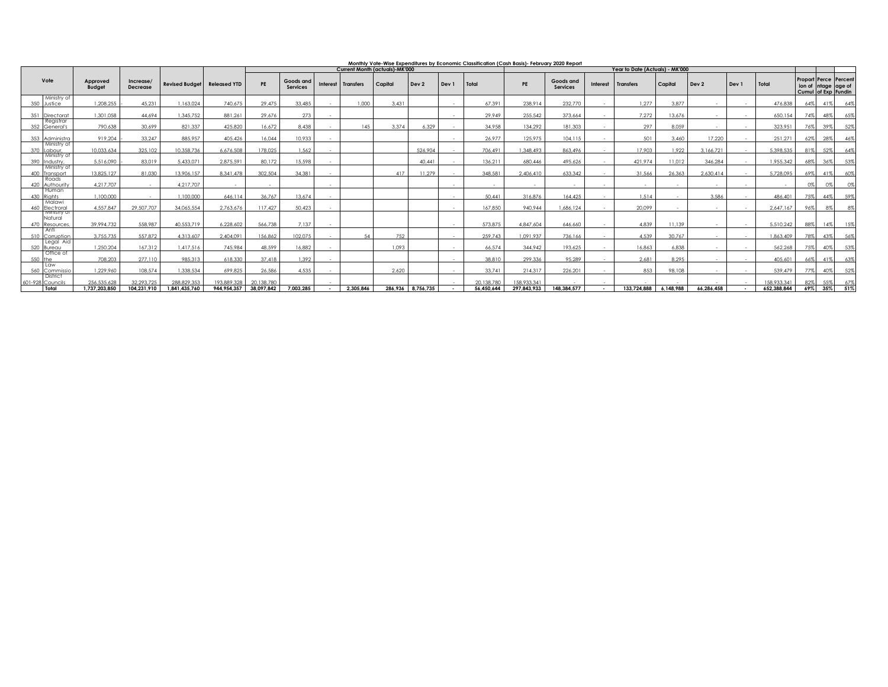**Monthly Vote-Wise Expenditures by Economic Classification (Cash Basis)- February 2020 Report**

| Vote | Approved Budget | Increase/ Decrease | Revised Budget | Released YTD | Current Month (actuals)-MK'000 | | | | | | | | Year to Date (Actuals) - MK'000 | | | | | | | | | | |
|---|---|---|---|---|---|---|---|---|---|---|---|---|---|---|---|---|---|---|---|---|---|---|---|
| | | | | | PE | Goods and Services | Interest | Transfers | Capital | Dev 2 | Dev 1 | Total | PE | Goods and Services | Interest | Transfers | Capital | Dev 2 | Dev 1 | Total | Proportion of Cumul | Percentage of Exp | Percentage of Fundin |
| 350 Ministry of Justice | 1,208,255 | - 45,231 | 1,163,024 | 740,675 | 29,475 | 33,485 | - | 1,000 | 3,431 | | - | 67,391 | 238,914 | 232,770 | - | 1,277 | 3,877 | - | - | 476,838 | 64% | 41% | 64% |
| 351 Directorat | 1,301,058 | 44,694 | 1,345,752 | 881,261 | 29,676 | 273 | - | | | | - | 29,949 | 255,542 | 373,664 | - | 7,272 | 13,676 | - | - | 650,154 | 74% | 48% | 65% |
| 352 Registrar General's | 790,638 | 30,699 | 821,337 | 425,820 | 16,672 | 8,438 | - | 145 | 3,374 | 6,329 | - | 34,958 | 134,292 | 181,303 | - | 297 | 8,059 | - | - | 323,951 | 76% | 39% | 52% |
| 353 Administra | 919,204 | - 33,247 | 885,957 | 405,426 | 16,044 | 10,933 | - | | | | - | 26,977 | 125,975 | 104,115 | - | 501 | 3,460 | 17,220 | - | 251,271 | 62% | 28% | 46% |
| 370 Ministry of Labour, | 10,033,634 | 325,102 | 10,358,736 | 6,676,508 | 178,025 | 1,562 | - | | | 526,904 | - | 706,491 | 1,348,493 | 863,496 | - | 17,903 | 1,922 | 3,166,721 | - | 5,398,535 | 81% | 52% | 64% |
| 390 Ministry of Industry, | 5,516,090 | - 83,019 | 5,433,071 | 2,875,591 | 80,172 | 15,598 | - | | | 40,441 | - | 136,211 | 680,446 | 495,626 | - | 421,974 | 11,012 | 346,284 | - | 1,955,342 | 68% | 36% | 53% |
| 400 Ministry of Transport | 13,825,127 | 81,030 | 13,906,157 | 8,341,478 | 302,504 | 34,381 | - | | 417 | 11,279 | - | 348,581 | 2,406,410 | 633,342 | - | 31,566 | 26,363 | 2,630,414 | - | 5,728,095 | 69% | 41% | 60% |
| 420 Roads Authourity | 4,217,707 | - | 4,217,707 | - | - | | - | | | | - | - | - | - | - | - | - | - | - | - | 0% | 0% | 0% |
| 430 Human Rights | 1,100,000 | - | 1,100,000 | 646,114 | 36,767 | 13,674 | - | | | | - | 50,441 | 316,876 | 164,425 | - | 1,514 | - | 3,586 | - | 486,401 | 75% | 44% | 59% |
| 460 Malawi Electroral | 4,557,847 | 29,507,707 | 34,065,554 | 2,763,676 | 117,427 | 50,423 | - | | | | - | 167,850 | 940,944 | 1,686,124 | - | 20,099 | - | - | - | 2,647,167 | 96% | 8% | 8% |
| 470 Ministry of Natural Resources, | 39,994,732 | 558,987 | 40,553,719 | 6,228,602 | 566,738 | 7,137 | - | | | | - | 573,875 | 4,847,604 | 646,660 | - | 4,839 | 11,139 | - | - | 5,510,242 | 88% | 14% | 15% |
| 510 Anti Corruption | 3,755,735 | 557,872 | 4,313,607 | 2,404,091 | 156,862 | 102,075 | - | 54 | 752 | | - | 259,743 | 1,091,937 | 736,166 | - | 4,539 | 30,767 | - | - | 1,863,409 | 78% | 43% | 56% |
| 520 Legal Aid Bureau | 1,250,204 | 167,312 | 1,417,516 | 745,984 | 48,599 | 16,882 | - | | 1,093 | | - | 66,574 | 344,942 | 193,625 | - | 16,863 | 6,838 | - | - | 562,268 | 75% | 40% | 53% |
| 550 Office of the | 708,203 | 277,110 | 985,313 | 618,330 | 37,418 | 1,392 | - | | | | - | 38,810 | 299,336 | 95,289 | - | 2,681 | 8,295 | - | - | 405,601 | 66% | 41% | 63% |
| 560 Law Commissio | 1,229,960 | 108,574 | 1,338,534 | 699,825 | 26,586 | 4,535 | - | | 2,620 | | - | 33,741 | 214,317 | 226,201 | - | 853 | 98,108 | - | - | 539,479 | 77% | 40% | 52% |
| 601-928 District Councils | 256,535,628 | 32,293,725 | 288,829,353 | 193,889,328 | 20,138,780 | | - | | | | - | 20,138,780 | 158,933,341 | | - | | | - | - | 158,933,341 | 82% | 55% | 67% |
| Total | 1,737,203,850 | 104,231,910 | 1,841,435,760 | 944,954,357 | 38,097,842 | 7,003,285 | - | 2,305,846 | 286,936 | 8,756,735 | - | 56,450,644 | 297,843,933 | 148,384,577 | - | 133,724,888 | 6,148,988 | 66,286,458 | - | 652,388,844 | 69% | 35% | 51% |